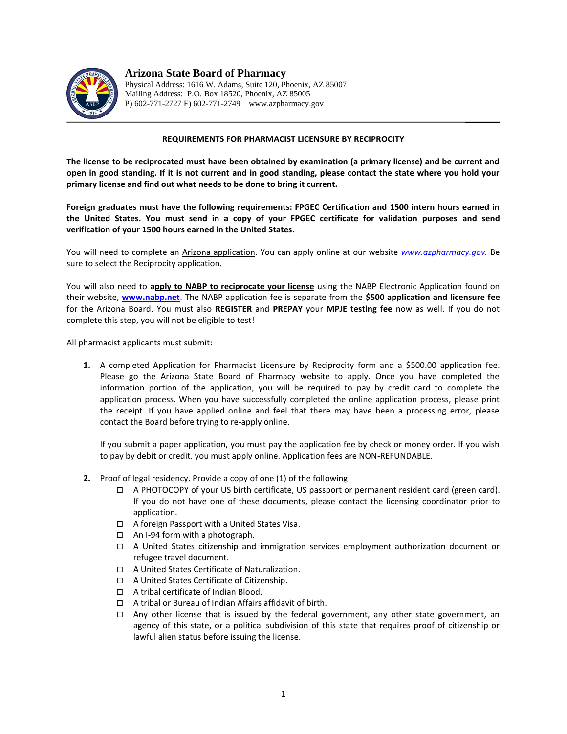# Arizona State Board of Pharmacy

Physical Address: 1616 W. Adams, Suite 120, Phoenix, AZ 85007
Mailing Address: P.O. Box 18520, Phoenix, AZ 85005
P) 602-771-2727 F) 602-771-2749 www.azpharmacy.gov

## REQUIREMENTS FOR PHARMACIST LICENSURE BY RECIPROCITY

**The license to be reciprocated must have been obtained by examination (a primary license) and be current and open in good standing. If it is not current and in good standing, please contact the state where you hold your primary license and find out what needs to be done to bring it current.**

**Foreign graduates must have the following requirements: FPGEC Certification and 1500 intern hours earned in the United States. You must send in a copy of your FPGEC certificate for validation purposes and send verification of your 1500 hours earned in the United States.**

You will need to complete an Arizona application. You can apply online at our website *www.azpharmacy.gov.* Be sure to select the Reciprocity application.

You will also need to **apply to NABP to reciprocate your license** using the NABP Electronic Application found on their website, **www.nabp.net**. The NABP application fee is separate from the **$500 application and licensure fee** for the Arizona Board. You must also **REGISTER** and **PREPAY** your **MPJE testing fee** now as well. If you do not complete this step, you will not be eligible to test!

All pharmacist applicants must submit:

1. A completed Application for Pharmacist Licensure by Reciprocity form and a $500.00 application fee. Please go the Arizona State Board of Pharmacy website to apply. Once you have completed the information portion of the application, you will be required to pay by credit card to complete the application process. When you have successfully completed the online application process, please print the receipt. If you have applied online and feel that there may have been a processing error, please contact the Board before trying to re-apply online.

   If you submit a paper application, you must pay the application fee by check or money order. If you wish to pay by debit or credit, you must apply online. Application fees are NON-REFUNDABLE.

2. Proof of legal residency. Provide a copy of one (1) of the following:
   - ☐ A PHOTOCOPY of your US birth certificate, US passport or permanent resident card (green card). If you do not have one of these documents, please contact the licensing coordinator prior to application.
   - ☐ A foreign Passport with a United States Visa.
   - ☐ An I-94 form with a photograph.
   - ☐ A United States citizenship and immigration services employment authorization document or refugee travel document.
   - ☐ A United States Certificate of Naturalization.
   - ☐ A United States Certificate of Citizenship.
   - ☐ A tribal certificate of Indian Blood.
   - ☐ A tribal or Bureau of Indian Affairs affidavit of birth.
   - ☐ Any other license that is issued by the federal government, any other state government, an agency of this state, or a political subdivision of this state that requires proof of citizenship or lawful alien status before issuing the license.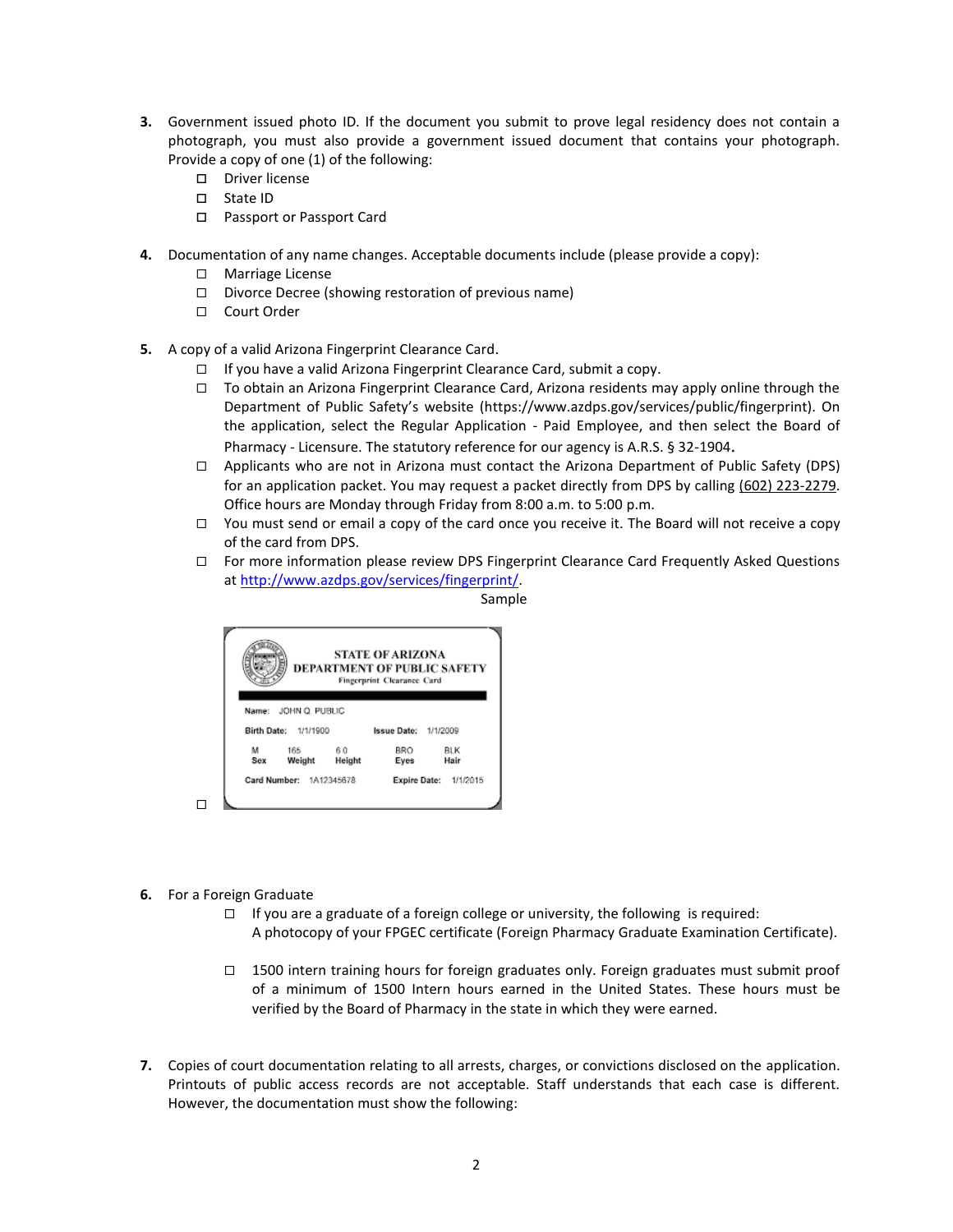3. Government issued photo ID. If the document you submit to prove legal residency does not contain a photograph, you must also provide a government issued document that contains your photograph. Provide a copy of one (1) of the following:
   - ☐ Driver license
   - ☐ State ID
   - ☐ Passport or Passport Card

4. Documentation of any name changes. Acceptable documents include (please provide a copy):
   - ☐ Marriage License
   - ☐ Divorce Decree (showing restoration of previous name)
   - ☐ Court Order

5. A copy of a valid Arizona Fingerprint Clearance Card.
   - ☐ If you have a valid Arizona Fingerprint Clearance Card, submit a copy.
   - ☐ To obtain an Arizona Fingerprint Clearance Card, Arizona residents may apply online through the Department of Public Safety's website (https://www.azdps.gov/services/public/fingerprint). On the application, select the Regular Application - Paid Employee, and then select the Board of Pharmacy - Licensure. The statutory reference for our agency is A.R.S. § 32-1904.
   - ☐ Applicants who are not in Arizona must contact the Arizona Department of Public Safety (DPS) for an application packet. You may request a packet directly from DPS by calling (602) 223-2279. Office hours are Monday through Friday from 8:00 a.m. to 5:00 p.m.
   - ☐ You must send or email a copy of the card once you receive it. The Board will not receive a copy of the card from DPS.
   - ☐ For more information please review DPS Fingerprint Clearance Card Frequently Asked Questions at http://www.azdps.gov/services/fingerprint/.

   Sample

   STATE OF ARIZONA
   DEPARTMENT OF PUBLIC SAFETY
   Fingerprint Clearance Card

   Name: JOHN Q. PUBLIC
   Birth Date: 1/1/1900 Issue Date: 1/1/2009
   M Sex 165 Weight 6 0 Height BRO Eyes BLK Hair
   Card Number: 1A12345678 Expire Date: 1/1/2015

   - ☐

6. For a Foreign Graduate
   - ☐ If you are a graduate of a foreign college or university, the following is required:
     A photocopy of your FPGEC certificate (Foreign Pharmacy Graduate Examination Certificate).
   - ☐ 1500 intern training hours for foreign graduates only. Foreign graduates must submit proof of a minimum of 1500 Intern hours earned in the United States. These hours must be verified by the Board of Pharmacy in the state in which they were earned.

7. Copies of court documentation relating to all arrests, charges, or convictions disclosed on the application. Printouts of public access records are not acceptable. Staff understands that each case is different. However, the documentation must show the following: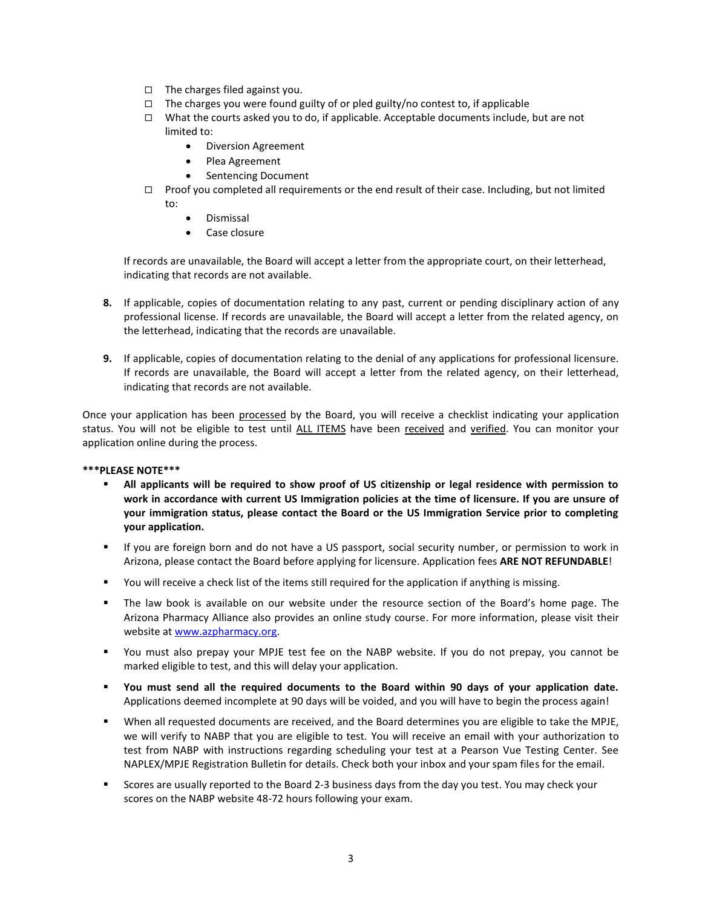- ☐ The charges filed against you.
- ☐ The charges you were found guilty of or pled guilty/no contest to, if applicable
- ☐ What the courts asked you to do, if applicable. Acceptable documents include, but are not limited to:
  - Diversion Agreement
  - Plea Agreement
  - Sentencing Document
- ☐ Proof you completed all requirements or the end result of their case. Including, but not limited to:
  - Dismissal
  - Case closure

If records are unavailable, the Board will accept a letter from the appropriate court, on their letterhead, indicating that records are not available.

8. If applicable, copies of documentation relating to any past, current or pending disciplinary action of any professional license. If records are unavailable, the Board will accept a letter from the related agency, on the letterhead, indicating that the records are unavailable.

9. If applicable, copies of documentation relating to the denial of any applications for professional licensure. If records are unavailable, the Board will accept a letter from the related agency, on their letterhead, indicating that records are not available.

Once your application has been <u>processed</u> by the Board, you will receive a checklist indicating your application status. You will not be eligible to test until <u>ALL ITEMS</u> have been <u>received</u> and <u>verified</u>. You can monitor your application online during the process.

**\*\*\*PLEASE NOTE\*\*\***

- **All applicants will be required to show proof of US citizenship or legal residence with permission to work in accordance with current US Immigration policies at the time of licensure. If you are unsure of your immigration status, please contact the Board or the US Immigration Service prior to completing your application.**
- If you are foreign born and do not have a US passport, social security number, or permission to work in Arizona, please contact the Board before applying for licensure. Application fees **ARE NOT REFUNDABLE**!
- You will receive a check list of the items still required for the application if anything is missing.
- The law book is available on our website under the resource section of the Board's home page. The Arizona Pharmacy Alliance also provides an online study course. For more information, please visit their website at [www.azpharmacy.org](http://www.azpharmacy.org).
- You must also prepay your MPJE test fee on the NABP website. If you do not prepay, you cannot be marked eligible to test, and this will delay your application.
- **You must send all the required documents to the Board within 90 days of your application date.** Applications deemed incomplete at 90 days will be voided, and you will have to begin the process again!
- When all requested documents are received, and the Board determines you are eligible to take the MPJE, we will verify to NABP that you are eligible to test. You will receive an email with your authorization to test from NABP with instructions regarding scheduling your test at a Pearson Vue Testing Center. See NAPLEX/MPJE Registration Bulletin for details. Check both your inbox and your spam files for the email.
- Scores are usually reported to the Board 2-3 business days from the day you test. You may check your scores on the NABP website 48-72 hours following your exam.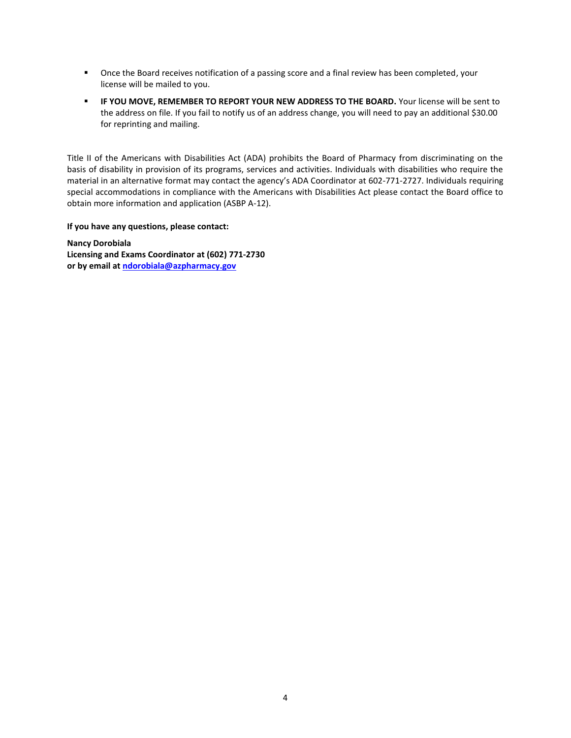- Once the Board receives notification of a passing score and a final review has been completed, your license will be mailed to you.
- **IF YOU MOVE, REMEMBER TO REPORT YOUR NEW ADDRESS TO THE BOARD.** Your license will be sent to the address on file. If you fail to notify us of an address change, you will need to pay an additional $30.00 for reprinting and mailing.

Title II of the Americans with Disabilities Act (ADA) prohibits the Board of Pharmacy from discriminating on the basis of disability in provision of its programs, services and activities. Individuals with disabilities who require the material in an alternative format may contact the agency's ADA Coordinator at 602-771-2727. Individuals requiring special accommodations in compliance with the Americans with Disabilities Act please contact the Board office to obtain more information and application (ASBP A-12).

**If you have any questions, please contact:**

**Nancy Dorobiala**
**Licensing and Exams Coordinator at (602) 771-2730**
**or by email at [ndorobiala@azpharmacy.gov](mailto:ndorobiala@azpharmacy.gov)**